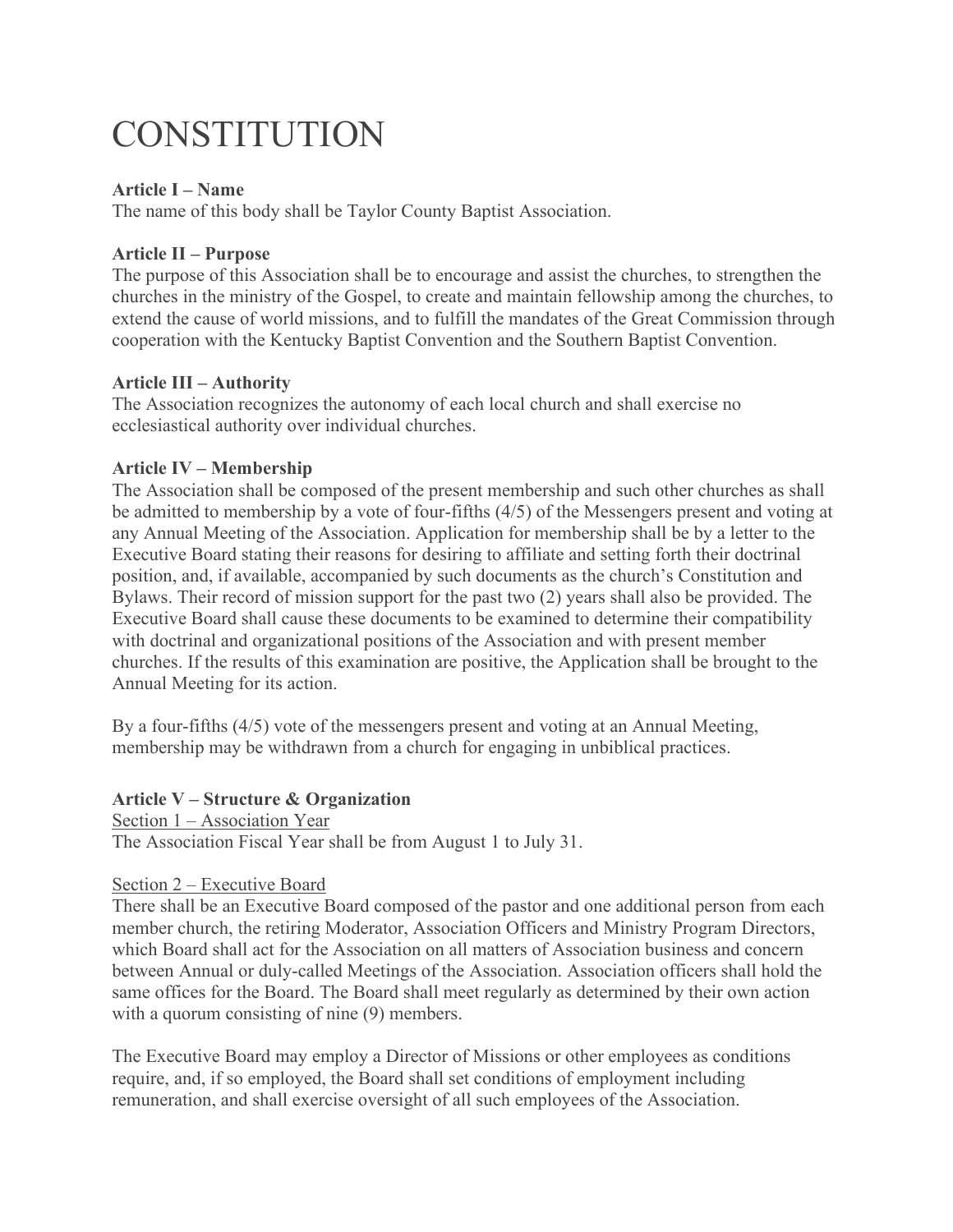# CONSTITUTION

**Article I – Name**
The name of this body shall be Taylor County Baptist Association.

**Article II – Purpose**
The purpose of this Association shall be to encourage and assist the churches, to strengthen the churches in the ministry of the Gospel, to create and maintain fellowship among the churches, to extend the cause of world missions, and to fulfill the mandates of the Great Commission through cooperation with the Kentucky Baptist Convention and the Southern Baptist Convention.

**Article III – Authority**
The Association recognizes the autonomy of each local church and shall exercise no ecclesiastical authority over individual churches.

**Article IV – Membership**
The Association shall be composed of the present membership and such other churches as shall be admitted to membership by a vote of four-fifths (4/5) of the Messengers present and voting at any Annual Meeting of the Association. Application for membership shall be by a letter to the Executive Board stating their reasons for desiring to affiliate and setting forth their doctrinal position, and, if available, accompanied by such documents as the church's Constitution and Bylaws. Their record of mission support for the past two (2) years shall also be provided. The Executive Board shall cause these documents to be examined to determine their compatibility with doctrinal and organizational positions of the Association and with present member churches. If the results of this examination are positive, the Application shall be brought to the Annual Meeting for its action.

By a four-fifths (4/5) vote of the messengers present and voting at an Annual Meeting, membership may be withdrawn from a church for engaging in unbiblical practices.

**Article V – Structure & Organization**

<u>Section 1 – Association Year</u>
The Association Fiscal Year shall be from August 1 to July 31.

<u>Section 2 – Executive Board</u>
There shall be an Executive Board composed of the pastor and one additional person from each member church, the retiring Moderator, Association Officers and Ministry Program Directors, which Board shall act for the Association on all matters of Association business and concern between Annual or duly-called Meetings of the Association. Association officers shall hold the same offices for the Board. The Board shall meet regularly as determined by their own action with a quorum consisting of nine (9) members.

The Executive Board may employ a Director of Missions or other employees as conditions require, and, if so employed, the Board shall set conditions of employment including remuneration, and shall exercise oversight of all such employees of the Association.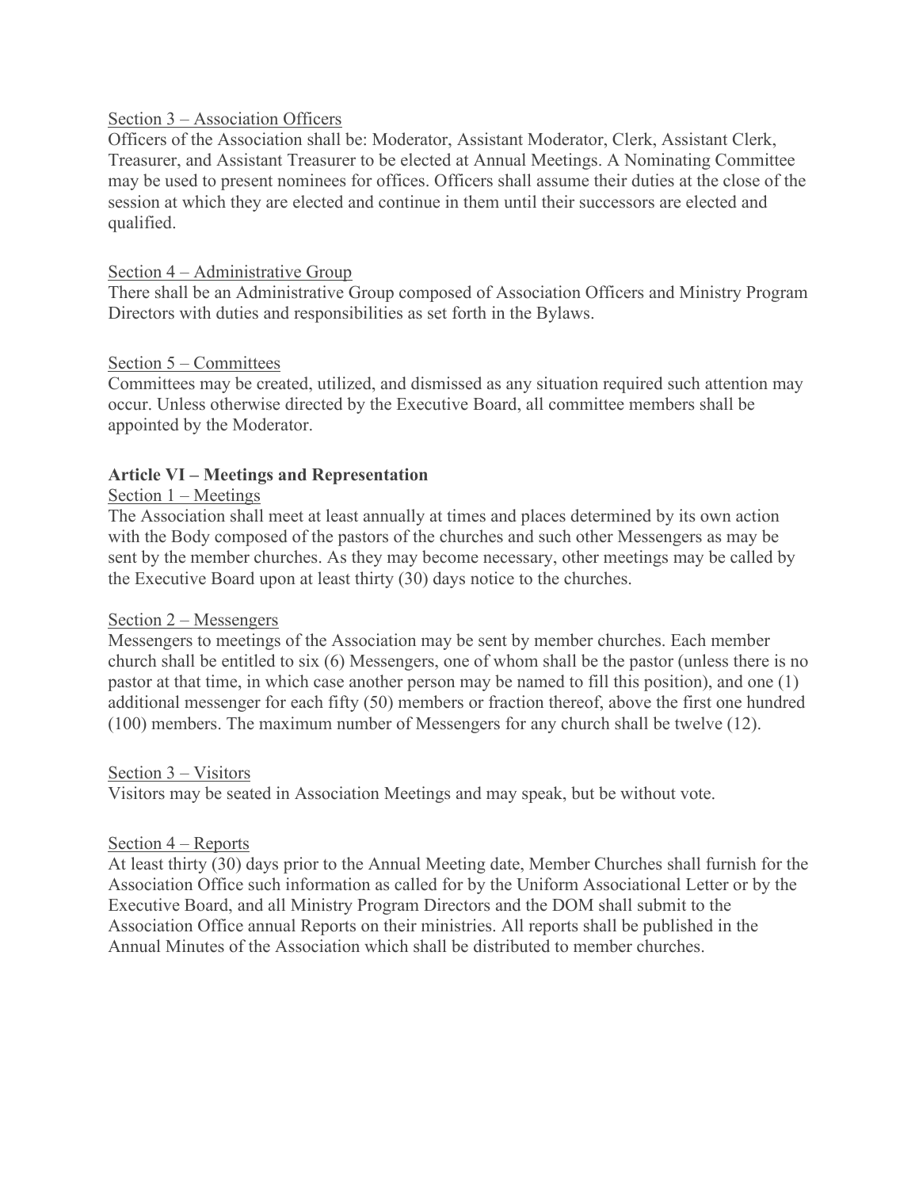Section 3 – Association Officers

Officers of the Association shall be: Moderator, Assistant Moderator, Clerk, Assistant Clerk, Treasurer, and Assistant Treasurer to be elected at Annual Meetings. A Nominating Committee may be used to present nominees for offices. Officers shall assume their duties at the close of the session at which they are elected and continue in them until their successors are elected and qualified.

Section 4 – Administrative Group

There shall be an Administrative Group composed of Association Officers and Ministry Program Directors with duties and responsibilities as set forth in the Bylaws.

Section 5 – Committees

Committees may be created, utilized, and dismissed as any situation required such attention may occur. Unless otherwise directed by the Executive Board, all committee members shall be appointed by the Moderator.

**Article VI – Meetings and Representation**

Section 1 – Meetings

The Association shall meet at least annually at times and places determined by its own action with the Body composed of the pastors of the churches and such other Messengers as may be sent by the member churches. As they may become necessary, other meetings may be called by the Executive Board upon at least thirty (30) days notice to the churches.

Section 2 – Messengers

Messengers to meetings of the Association may be sent by member churches. Each member church shall be entitled to six (6) Messengers, one of whom shall be the pastor (unless there is no pastor at that time, in which case another person may be named to fill this position), and one (1) additional messenger for each fifty (50) members or fraction thereof, above the first one hundred (100) members. The maximum number of Messengers for any church shall be twelve (12).

Section 3 – Visitors

Visitors may be seated in Association Meetings and may speak, but be without vote.

Section 4 – Reports

At least thirty (30) days prior to the Annual Meeting date, Member Churches shall furnish for the Association Office such information as called for by the Uniform Associational Letter or by the Executive Board, and all Ministry Program Directors and the DOM shall submit to the Association Office annual Reports on their ministries. All reports shall be published in the Annual Minutes of the Association which shall be distributed to member churches.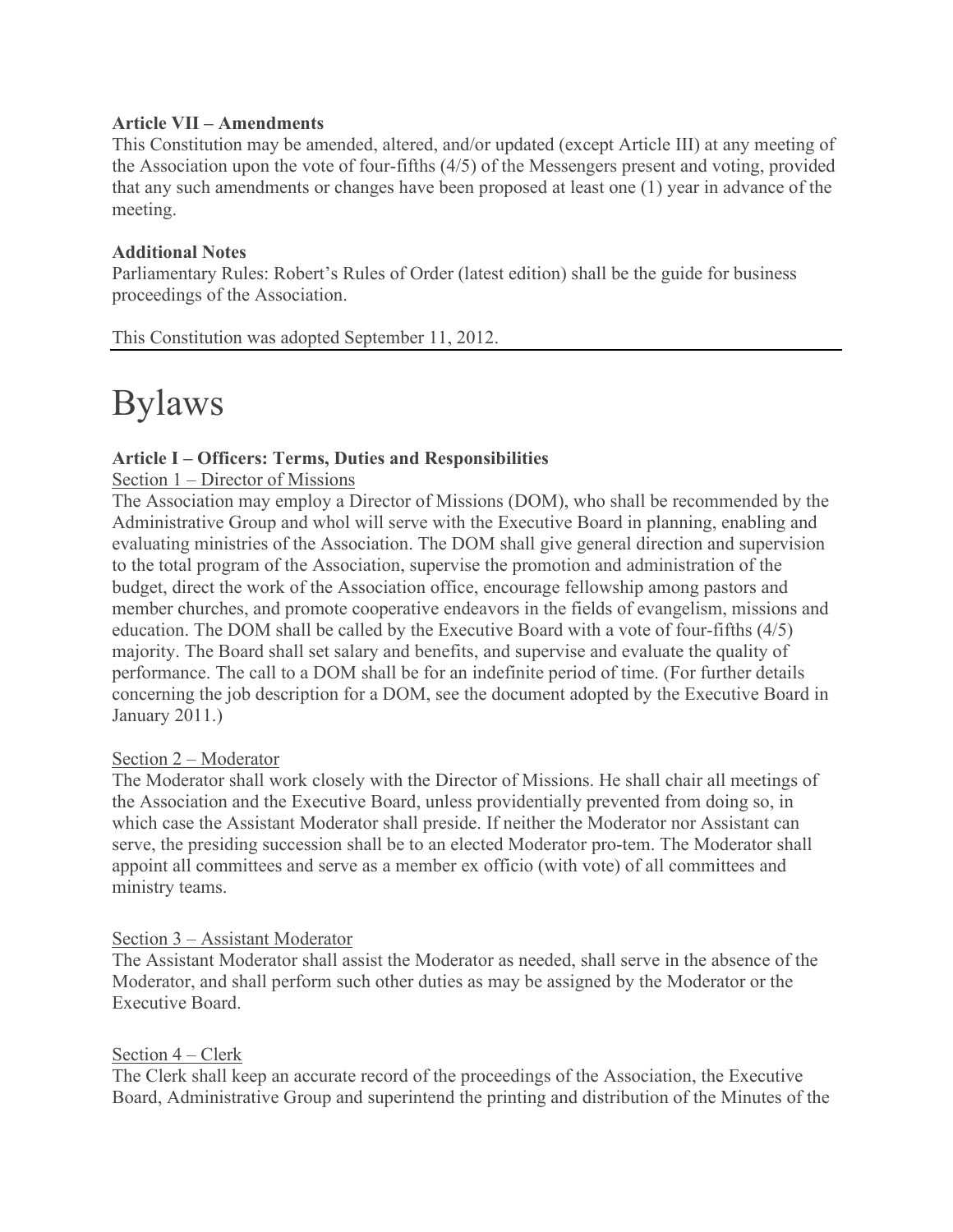**Article VII – Amendments**
This Constitution may be amended, altered, and/or updated (except Article III) at any meeting of the Association upon the vote of four-fifths (4/5) of the Messengers present and voting, provided that any such amendments or changes have been proposed at least one (1) year in advance of the meeting.

**Additional Notes**
Parliamentary Rules: Robert's Rules of Order (latest edition) shall be the guide for business proceedings of the Association.

This Constitution was adopted September 11, 2012.

---

# Bylaws

**Article I – Officers: Terms, Duties and Responsibilities**

Section 1 – Director of Missions

The Association may employ a Director of Missions (DOM), who shall be recommended by the Administrative Group and whol will serve with the Executive Board in planning, enabling and evaluating ministries of the Association. The DOM shall give general direction and supervision to the total program of the Association, supervise the promotion and administration of the budget, direct the work of the Association office, encourage fellowship among pastors and member churches, and promote cooperative endeavors in the fields of evangelism, missions and education. The DOM shall be called by the Executive Board with a vote of four-fifths (4/5) majority. The Board shall set salary and benefits, and supervise and evaluate the quality of performance. The call to a DOM shall be for an indefinite period of time. (For further details concerning the job description for a DOM, see the document adopted by the Executive Board in January 2011.)

Section 2 – Moderator

The Moderator shall work closely with the Director of Missions. He shall chair all meetings of the Association and the Executive Board, unless providentially prevented from doing so, in which case the Assistant Moderator shall preside. If neither the Moderator nor Assistant can serve, the presiding succession shall be to an elected Moderator pro-tem. The Moderator shall appoint all committees and serve as a member ex officio (with vote) of all committees and ministry teams.

Section 3 – Assistant Moderator

The Assistant Moderator shall assist the Moderator as needed, shall serve in the absence of the Moderator, and shall perform such other duties as may be assigned by the Moderator or the Executive Board.

Section 4 – Clerk

The Clerk shall keep an accurate record of the proceedings of the Association, the Executive Board, Administrative Group and superintend the printing and distribution of the Minutes of the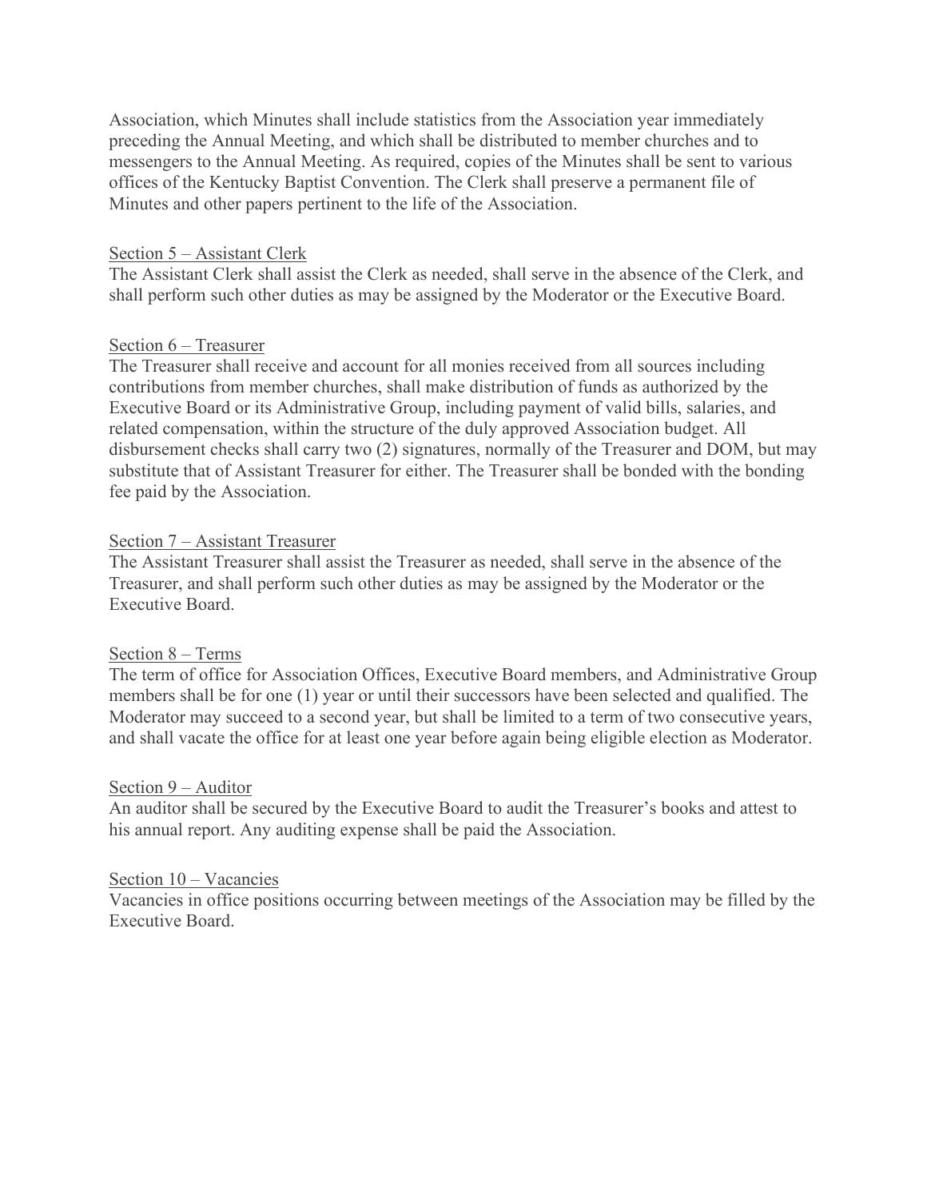Association, which Minutes shall include statistics from the Association year immediately preceding the Annual Meeting, and which shall be distributed to member churches and to messengers to the Annual Meeting. As required, copies of the Minutes shall be sent to various offices of the Kentucky Baptist Convention. The Clerk shall preserve a permanent file of Minutes and other papers pertinent to the life of the Association.

<u>Section 5 – Assistant Clerk</u>

The Assistant Clerk shall assist the Clerk as needed, shall serve in the absence of the Clerk, and shall perform such other duties as may be assigned by the Moderator or the Executive Board.

<u>Section 6 – Treasurer</u>

The Treasurer shall receive and account for all monies received from all sources including contributions from member churches, shall make distribution of funds as authorized by the Executive Board or its Administrative Group, including payment of valid bills, salaries, and related compensation, within the structure of the duly approved Association budget. All disbursement checks shall carry two (2) signatures, normally of the Treasurer and DOM, but may substitute that of Assistant Treasurer for either. The Treasurer shall be bonded with the bonding fee paid by the Association.

<u>Section 7 – Assistant Treasurer</u>

The Assistant Treasurer shall assist the Treasurer as needed, shall serve in the absence of the Treasurer, and shall perform such other duties as may be assigned by the Moderator or the Executive Board.

<u>Section 8 – Terms</u>

The term of office for Association Offices, Executive Board members, and Administrative Group members shall be for one (1) year or until their successors have been selected and qualified. The Moderator may succeed to a second year, but shall be limited to a term of two consecutive years, and shall vacate the office for at least one year before again being eligible election as Moderator.

<u>Section 9 – Auditor</u>

An auditor shall be secured by the Executive Board to audit the Treasurer's books and attest to his annual report. Any auditing expense shall be paid the Association.

<u>Section 10 – Vacancies</u>

Vacancies in office positions occurring between meetings of the Association may be filled by the Executive Board.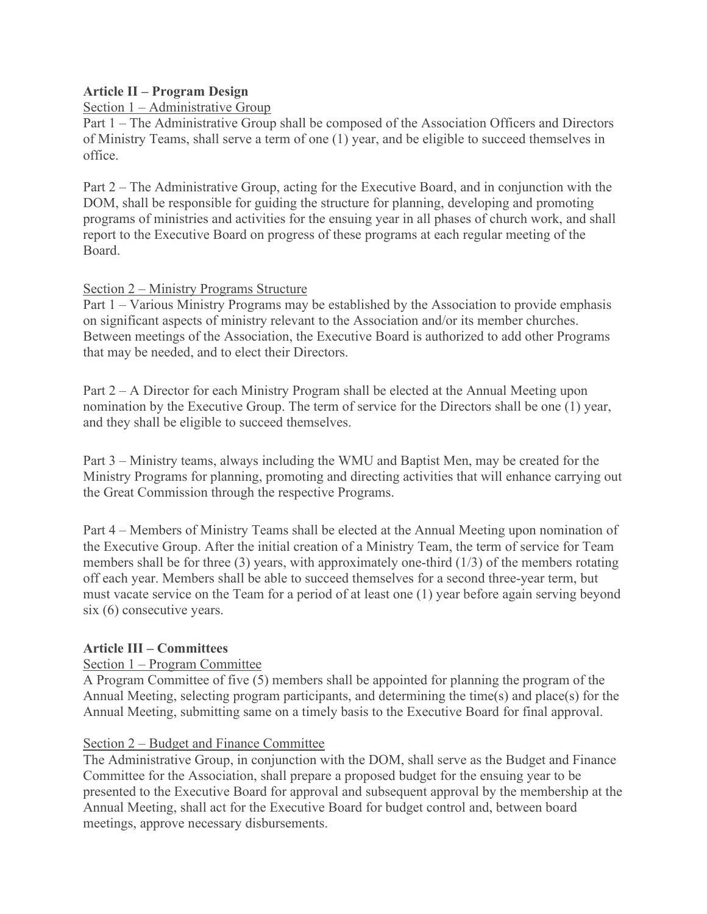**Article II – Program Design**

Section 1 – Administrative Group

Part 1 – The Administrative Group shall be composed of the Association Officers and Directors of Ministry Teams, shall serve a term of one (1) year, and be eligible to succeed themselves in office.

Part 2 – The Administrative Group, acting for the Executive Board, and in conjunction with the DOM, shall be responsible for guiding the structure for planning, developing and promoting programs of ministries and activities for the ensuing year in all phases of church work, and shall report to the Executive Board on progress of these programs at each regular meeting of the Board.

Section 2 – Ministry Programs Structure

Part 1 – Various Ministry Programs may be established by the Association to provide emphasis on significant aspects of ministry relevant to the Association and/or its member churches. Between meetings of the Association, the Executive Board is authorized to add other Programs that may be needed, and to elect their Directors.

Part 2 – A Director for each Ministry Program shall be elected at the Annual Meeting upon nomination by the Executive Group. The term of service for the Directors shall be one (1) year, and they shall be eligible to succeed themselves.

Part 3 – Ministry teams, always including the WMU and Baptist Men, may be created for the Ministry Programs for planning, promoting and directing activities that will enhance carrying out the Great Commission through the respective Programs.

Part 4 – Members of Ministry Teams shall be elected at the Annual Meeting upon nomination of the Executive Group. After the initial creation of a Ministry Team, the term of service for Team members shall be for three (3) years, with approximately one-third (1/3) of the members rotating off each year. Members shall be able to succeed themselves for a second three-year term, but must vacate service on the Team for a period of at least one (1) year before again serving beyond six (6) consecutive years.

**Article III – Committees**

Section 1 – Program Committee

A Program Committee of five (5) members shall be appointed for planning the program of the Annual Meeting, selecting program participants, and determining the time(s) and place(s) for the Annual Meeting, submitting same on a timely basis to the Executive Board for final approval.

Section 2 – Budget and Finance Committee

The Administrative Group, in conjunction with the DOM, shall serve as the Budget and Finance Committee for the Association, shall prepare a proposed budget for the ensuing year to be presented to the Executive Board for approval and subsequent approval by the membership at the Annual Meeting, shall act for the Executive Board for budget control and, between board meetings, approve necessary disbursements.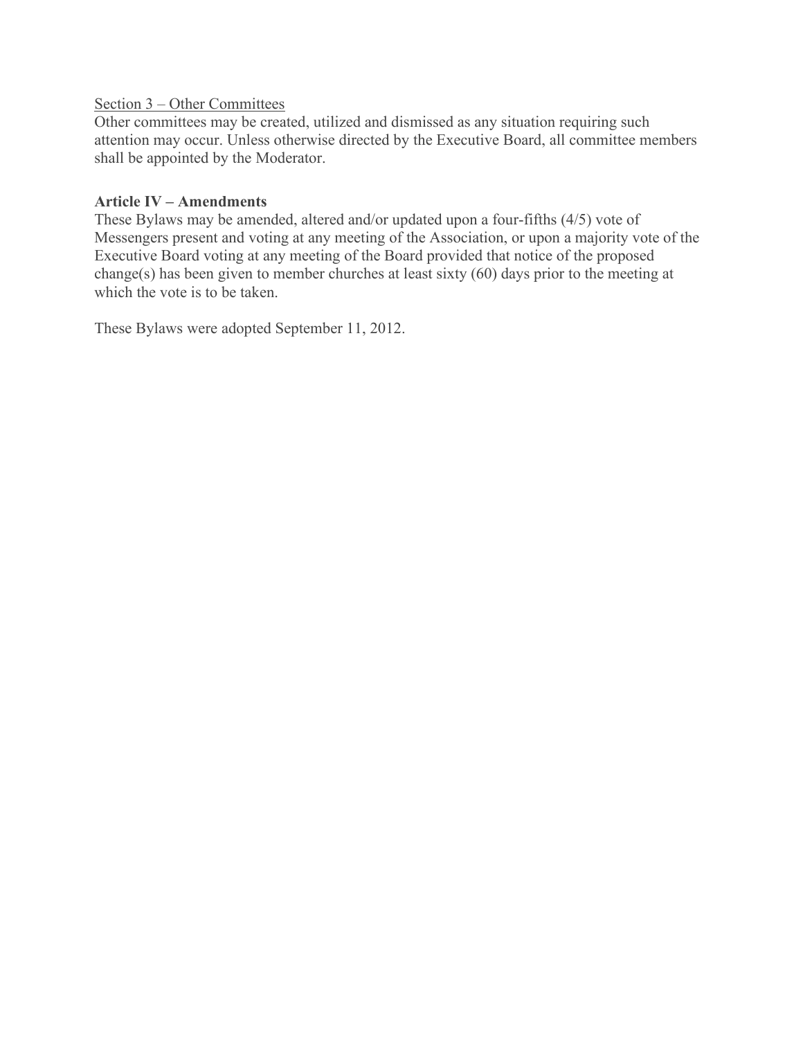<u>Section 3 – Other Committees</u>

Other committees may be created, utilized and dismissed as any situation requiring such attention may occur. Unless otherwise directed by the Executive Board, all committee members shall be appointed by the Moderator.

**Article IV – Amendments**

These Bylaws may be amended, altered and/or updated upon a four-fifths (4/5) vote of Messengers present and voting at any meeting of the Association, or upon a majority vote of the Executive Board voting at any meeting of the Board provided that notice of the proposed change(s) has been given to member churches at least sixty (60) days prior to the meeting at which the vote is to be taken.

These Bylaws were adopted September 11, 2012.